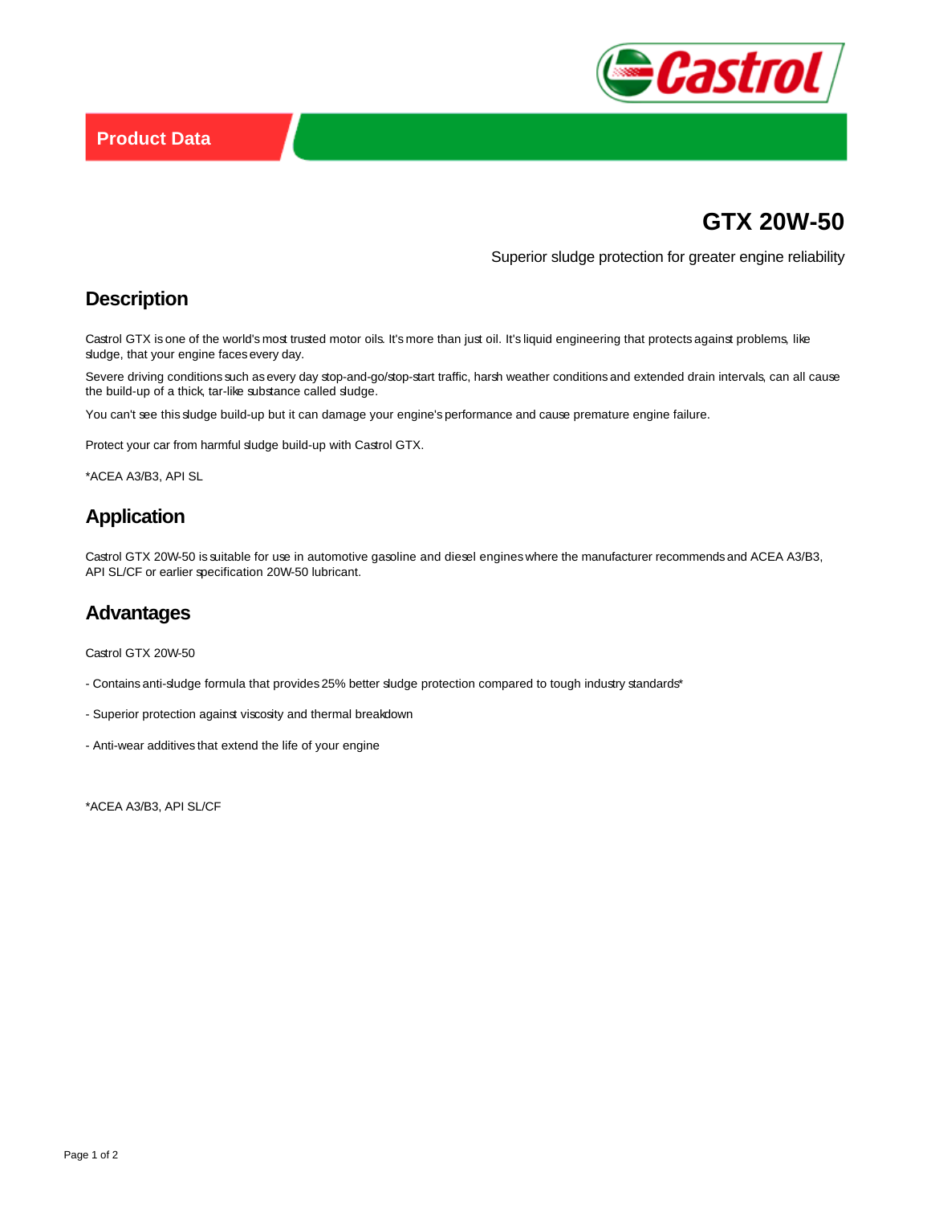Product Data

# GTX 20W-50

Superior sludge protection for greater engine reliability

## Description

Castrol GTX is one of the world's most trusted motor oils. It's more than just oil. It's liquid engineering that protects against problems, like sludge, that your engine faces every day.

Severe driving conditions such as every day stop-and-go/stop-start traffic, harsh weather conditions and extended drain intervals, can all cause the build-up of a thick, tar-like substance called sludge.

You can't see this sludge build-up but it can damage your engine's performance and cause premature engine failure.

Protect your car from harmful sludge build-up with Castrol GTX.

*ACEA A3/B3, API SL

## Application

Castrol GTX 20W-50 is suitable for use in automotive gasoline and diesel engines where the manufacturer recommends and ACEA A3/B3, API SL/CF or earlier specification 20W-50 lubricant.

## Advantages

Castrol GTX 20W-50

- Contains anti-sludge formula that provides 25% better sludge protection compared to tough industry standards*

- Superior protection against viscosity and thermal breakdown

- Anti-wear additives that extend the life of your engine

*ACEA A3/B3, API SL/CF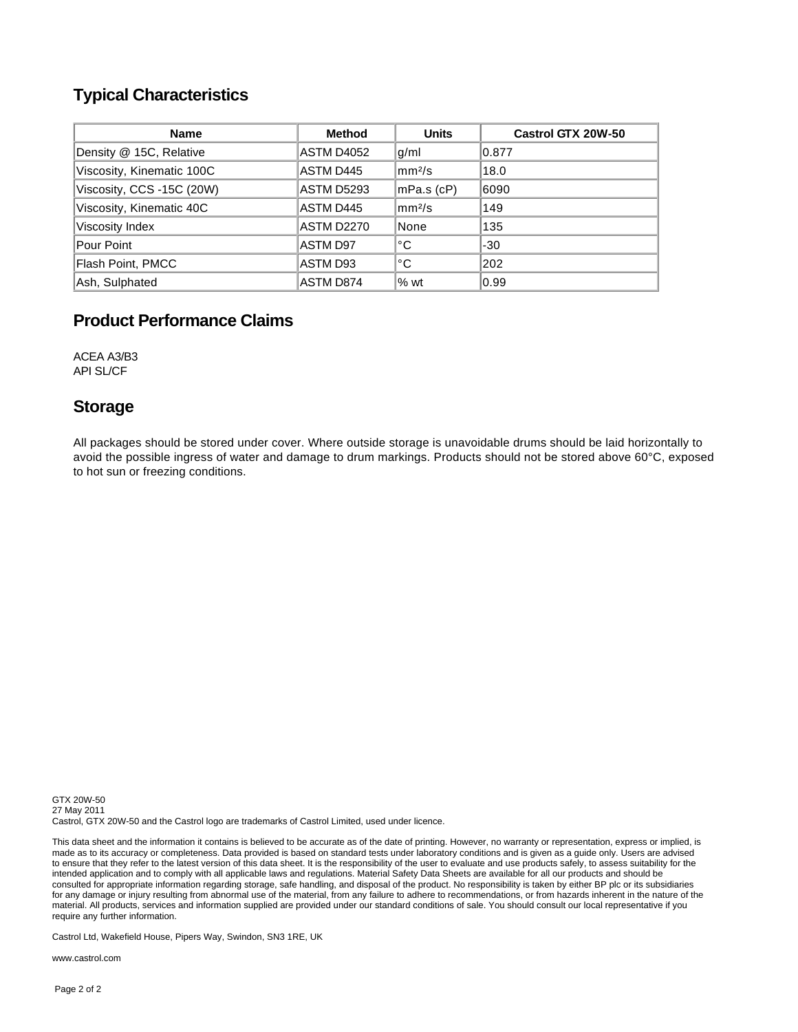## Typical Characteristics

| Name | Method | Units | Castrol GTX 20W-50 |
|---|---|---|---|
| Density @ 15C, Relative | ASTM D4052 | g/ml | 0.877 |
| Viscosity, Kinematic 100C | ASTM D445 | $mm^2/s$ | 18.0 |
| Viscosity, CCS -15C (20W) | ASTM D5293 | mPa.s (cP) | 6090 |
| Viscosity, Kinematic 40C | ASTM D445 | $mm^2/s$ | 149 |
| Viscosity Index | ASTM D2270 | None | 135 |
| Pour Point | ASTM D97 | °C | -30 |
| Flash Point, PMCC | ASTM D93 | °C | 202 |
| Ash, Sulphated | ASTM D874 | % wt | 0.99 |

## Product Performance Claims

ACEA A3/B3
API SL/CF

## Storage

All packages should be stored under cover. Where outside storage is unavoidable drums should be laid horizontally to avoid the possible ingress of water and damage to drum markings. Products should not be stored above 60°C, exposed to hot sun or freezing conditions.

GTX 20W-50
27 May 2011
Castrol, GTX 20W-50 and the Castrol logo are trademarks of Castrol Limited, used under licence.

This data sheet and the information it contains is believed to be accurate as of the date of printing. However, no warranty or representation, express or implied, is made as to its accuracy or completeness. Data provided is based on standard tests under laboratory conditions and is given as a guide only. Users are advised to ensure that they refer to the latest version of this data sheet. It is the responsibility of the user to evaluate and use products safely, to assess suitability for the intended application and to comply with all applicable laws and regulations. Material Safety Data Sheets are available for all our products and should be consulted for appropriate information regarding storage, safe handling, and disposal of the product. No responsibility is taken by either BP plc or its subsidiaries for any damage or injury resulting from abnormal use of the material, from any failure to adhere to recommendations, or from hazards inherent in the nature of the material. All products, services and information supplied are provided under our standard conditions of sale. You should consult our local representative if you require any further information.

Castrol Ltd, Wakefield House, Pipers Way, Swindon, SN3 1RE, UK

www.castrol.com